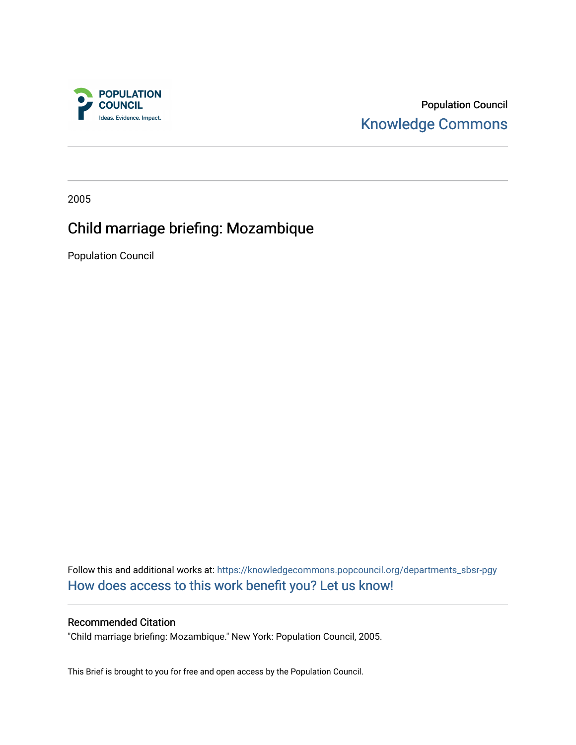Population Council

Knowledge Commons

2005

# Child marriage briefing: Mozambique

Population Council

Follow this and additional works at: https://knowledgecommons.popcouncil.org/departments_sbsr-pgy

How does access to this work benefit you? Let us know!

## Recommended Citation

"Child marriage briefing: Mozambique." New York: Population Council, 2005.

This Brief is brought to you for free and open access by the Population Council.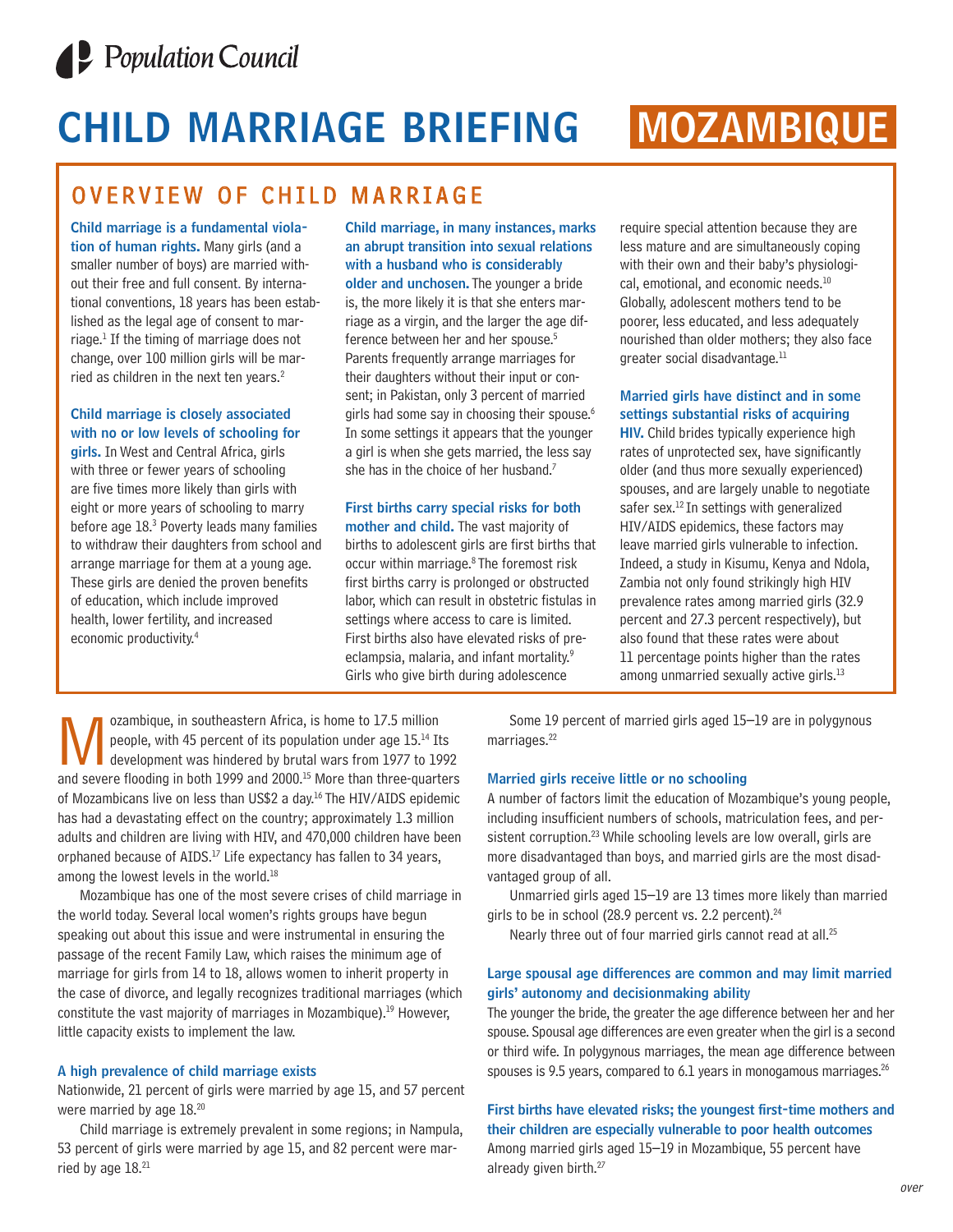Population Council

# CHILD MARRIAGE BRIEFING MOZAMBIQUE

## OVERVIEW OF CHILD MARRIAGE

**Child marriage is a fundamental violation of human rights.** Many girls (and a smaller number of boys) are married without their free and full consent. By international conventions, 18 years has been established as the legal age of consent to marriage.[1] If the timing of marriage does not change, over 100 million girls will be married as children in the next ten years.[2]

**Child marriage is closely associated with no or low levels of schooling for girls.** In West and Central Africa, girls with three or fewer years of schooling are five times more likely than girls with eight or more years of schooling to marry before age 18.[3] Poverty leads many families to withdraw their daughters from school and arrange marriage for them at a young age. These girls are denied the proven benefits of education, which include improved health, lower fertility, and increased economic productivity.[4]

**Child marriage, in many instances, marks an abrupt transition into sexual relations with a husband who is considerably older and unchosen.** The younger a bride is, the more likely it is that she enters marriage as a virgin, and the larger the age difference between her and her spouse.[5] Parents frequently arrange marriages for their daughters without their input or consent; in Pakistan, only 3 percent of married girls had some say in choosing their spouse.[6] In some settings it appears that the younger a girl is when she gets married, the less say she has in the choice of her husband.[7]

**First births carry special risks for both mother and child.** The vast majority of births to adolescent girls are first births that occur within marriage.[8] The foremost risk first births carry is prolonged or obstructed labor, which can result in obstetric fistulas in settings where access to care is limited. First births also have elevated risks of preeclampsia, malaria, and infant mortality.[9] Girls who give birth during adolescence require special attention because they are less mature and are simultaneously coping with their own and their baby's physiological, emotional, and economic needs.[10] Globally, adolescent mothers tend to be poorer, less educated, and less adequately nourished than older mothers; they also face greater social disadvantage.[11]

**Married girls have distinct and in some settings substantial risks of acquiring HIV.** Child brides typically experience high rates of unprotected sex, have significantly older (and thus more sexually experienced) spouses, and are largely unable to negotiate safer sex.[12] In settings with generalized HIV/AIDS epidemics, these factors may leave married girls vulnerable to infection. Indeed, a study in Kisumu, Kenya and Ndola, Zambia not only found strikingly high HIV prevalence rates among married girls (32.9 percent and 27.3 percent respectively), but also found that these rates were about 11 percentage points higher than the rates among unmarried sexually active girls.[13]

Mozambique, in southeastern Africa, is home to 17.5 million people, with 45 percent of its population under age 15.[14] Its development was hindered by brutal wars from 1977 to 1992 and severe flooding in both 1999 and 2000.[15] More than three-quarters of Mozambicans live on less than US$2 a day.[16] The HIV/AIDS epidemic has had a devastating effect on the country; approximately 1.3 million adults and children are living with HIV, and 470,000 children have been orphaned because of AIDS.[17] Life expectancy has fallen to 34 years, among the lowest levels in the world.[18]

Mozambique has one of the most severe crises of child marriage in the world today. Several local women's rights groups have begun speaking out about this issue and were instrumental in ensuring the passage of the recent Family Law, which raises the minimum age of marriage for girls from 14 to 18, allows women to inherit property in the case of divorce, and legally recognizes traditional marriages (which constitute the vast majority of marriages in Mozambique).[19] However, little capacity exists to implement the law.

### A high prevalence of child marriage exists

Nationwide, 21 percent of girls were married by age 15, and 57 percent were married by age 18.[20]

Child marriage is extremely prevalent in some regions; in Nampula, 53 percent of girls were married by age 15, and 82 percent were married by age 18.[21]

Some 19 percent of married girls aged 15–19 are in polygynous marriages.[22]

### Married girls receive little or no schooling

A number of factors limit the education of Mozambique's young people, including insufficient numbers of schools, matriculation fees, and persistent corruption.[23] While schooling levels are low overall, girls are more disadvantaged than boys, and married girls are the most disadvantaged group of all.

Unmarried girls aged 15–19 are 13 times more likely than married girls to be in school (28.9 percent vs. 2.2 percent).[24]

Nearly three out of four married girls cannot read at all.[25]

### Large spousal age differences are common and may limit married girls' autonomy and decisionmaking ability

The younger the bride, the greater the age difference between her and her spouse. Spousal age differences are even greater when the girl is a second or third wife. In polygynous marriages, the mean age difference between spouses is 9.5 years, compared to 6.1 years in monogamous marriages.[26]

### First births have elevated risks; the youngest first-time mothers and their children are especially vulnerable to poor health outcomes

Among married girls aged 15–19 in Mozambique, 55 percent have already given birth.[27]

*over*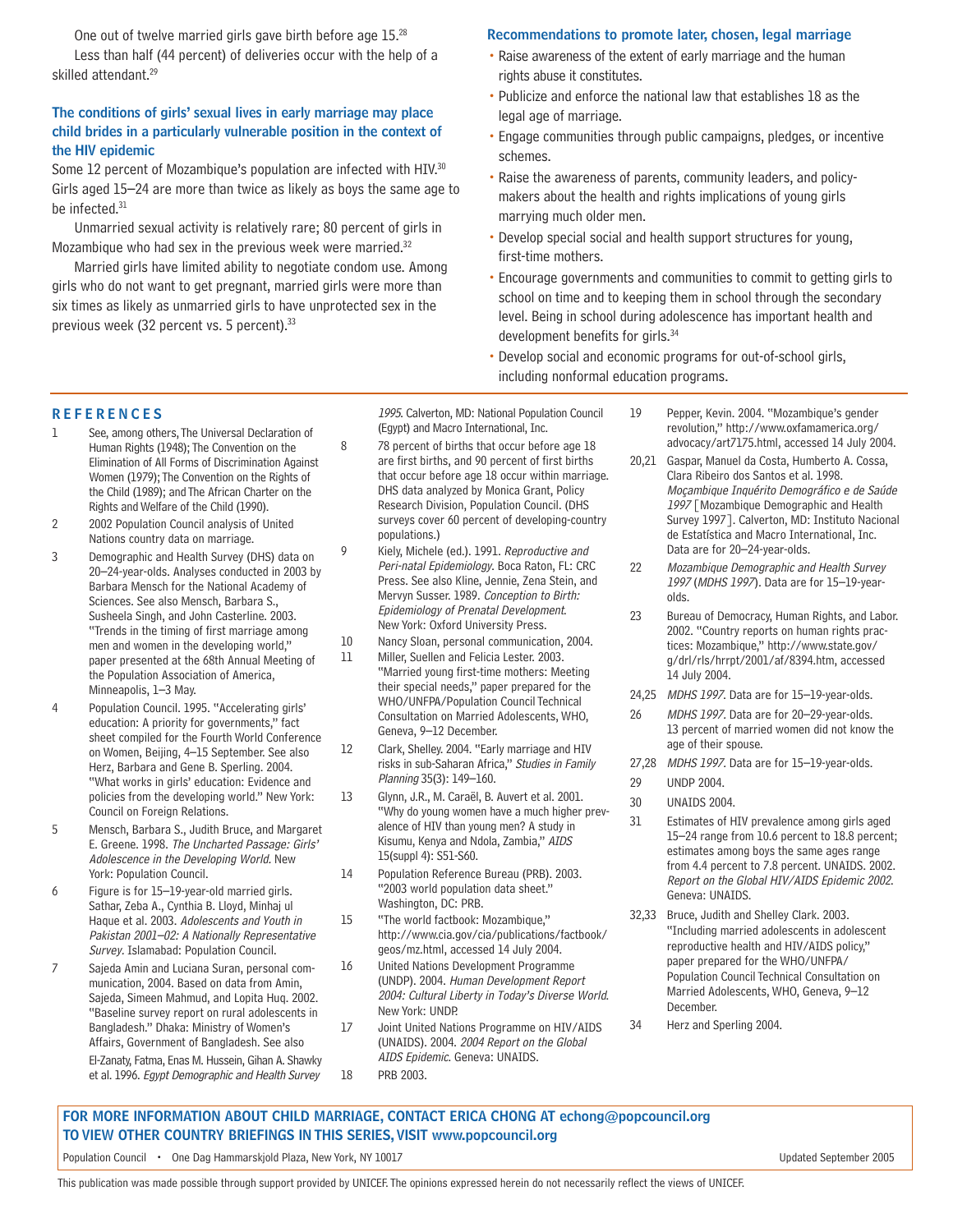One out of twelve married girls gave birth before age 15.[28]

Less than half (44 percent) of deliveries occur with the help of a skilled attendant.[29]

### The conditions of girls' sexual lives in early marriage may place child brides in a particularly vulnerable position in the context of the HIV epidemic

Some 12 percent of Mozambique's population are infected with HIV.[30] Girls aged 15–24 are more than twice as likely as boys the same age to be infected.[31]

Unmarried sexual activity is relatively rare; 80 percent of girls in Mozambique who had sex in the previous week were married.[32]

Married girls have limited ability to negotiate condom use. Among girls who do not want to get pregnant, married girls were more than six times as likely as unmarried girls to have unprotected sex in the previous week (32 percent vs. 5 percent).[33]

### Recommendations to promote later, chosen, legal marriage

- Raise awareness of the extent of early marriage and the human rights abuse it constitutes.
- Publicize and enforce the national law that establishes 18 as the legal age of marriage.
- Engage communities through public campaigns, pledges, or incentive schemes.
- Raise the awareness of parents, community leaders, and policy-makers about the health and rights implications of young girls marrying much older men.
- Develop special social and health support structures for young, first-time mothers.
- Encourage governments and communities to commit to getting girls to school on time and to keeping them in school through the secondary level. Being in school during adolescence has important health and development benefits for girls.[34]
- Develop social and economic programs for out-of-school girls, including nonformal education programs.

## REFERENCES

1. See, among others, The Universal Declaration of Human Rights (1948); The Convention on the Elimination of All Forms of Discrimination Against Women (1979); The Convention on the Rights of the Child (1989); and The African Charter on the Rights and Welfare of the Child (1990).
2. 2002 Population Council analysis of United Nations country data on marriage.
3. Demographic and Health Survey (DHS) data on 20–24-year-olds. Analyses conducted in 2003 by Barbara Mensch for the National Academy of Sciences. See also Mensch, Barbara S., Susheela Singh, and John Casterline. 2003. "Trends in the timing of first marriage among men and women in the developing world," paper presented at the 68th Annual Meeting of the Population Association of America, Minneapolis, 1–3 May.
4. Population Council. 1995. "Accelerating girls' education: A priority for governments," fact sheet compiled for the Fourth World Conference on Women, Beijing, 4–15 September. See also Herz, Barbara and Gene B. Sperling. 2004. "What works in girls' education: Evidence and policies from the developing world." New York: Council on Foreign Relations.
5. Mensch, Barbara S., Judith Bruce, and Margaret E. Greene. 1998. *The Uncharted Passage: Girls' Adolescence in the Developing World.* New York: Population Council.
6. Figure is for 15–19-year-old married girls. Sathar, Zeba A., Cynthia B. Lloyd, Minhaj ul Haque et al. 2003. *Adolescents and Youth in Pakistan 2001–02: A Nationally Representative Survey.* Islamabad: Population Council.
7. Sajeda Amin and Luciana Suran, personal communication, 2004. Based on data from Amin, Sajeda, Simeen Mahmud, and Lopita Huq. 2002. "Baseline survey report on rural adolescents in Bangladesh." Dhaka: Ministry of Women's Affairs, Government of Bangladesh. See also El-Zanaty, Fatma, Enas M. Hussein, Gihan A. Shawky et al. 1996. *Egypt Demographic and Health Survey 1995.* Calverton, MD: National Population Council (Egypt) and Macro International, Inc.
8. 78 percent of births that occur before age 18 are first births, and 90 percent of first births that occur before age 18 occur within marriage. DHS data analyzed by Monica Grant, Policy Research Division, Population Council. (DHS surveys cover 60 percent of developing-country populations.)
9. Kiely, Michele (ed.). 1991. *Reproductive and Peri-natal Epidemiology.* Boca Raton, FL: CRC Press. See also Kline, Jennie, Zena Stein, and Mervyn Susser. 1989. *Conception to Birth: Epidemiology of Prenatal Development.* New York: Oxford University Press.
10. Nancy Sloan, personal communication, 2004.
11. Miller, Suellen and Felicia Lester. 2003. "Married young first-time mothers: Meeting their special needs," paper prepared for the WHO/UNFPA/Population Council Technical Consultation on Married Adolescents, WHO, Geneva, 9–12 December.
12. Clark, Shelley. 2004. "Early marriage and HIV risks in sub-Saharan Africa," *Studies in Family Planning* 35(3): 149–160.
13. Glynn, J.R., M. Caraël, B. Auvert et al. 2001. "Why do young women have a much higher prevalence of HIV than young men? A study in Kisumu, Kenya and Ndola, Zambia," *AIDS* 15(suppl 4): S51-S60.
14. Population Reference Bureau (PRB). 2003. "2003 world population data sheet." Washington, DC: PRB.
15. "The world factbook: Mozambique," http://www.cia.gov/cia/publications/factbook/geos/mz.html, accessed 14 July 2004.
16. United Nations Development Programme (UNDP). 2004. *Human Development Report 2004: Cultural Liberty in Today's Diverse World.* New York: UNDP.
17. Joint United Nations Programme on HIV/AIDS (UNAIDS). 2004. *2004 Report on the Global AIDS Epidemic.* Geneva: UNAIDS.
18. PRB 2003.
19. Pepper, Kevin. 2004. "Mozambique's gender revolution," http://www.oxfamamerica.org/advocacy/art7175.html, accessed 14 July 2004.

20,21. Gaspar, Manuel da Costa, Humberto A. Cossa, Clara Ribeiro dos Santos et al. 1998. *Moçambique Inquérito Demográfico e de Saúde 1997* [Mozambique Demographic and Health Survey 1997]. Calverton, MD: Instituto Nacional de Estatística and Macro International, Inc. Data are for 20–24-year-olds.

22. *Mozambique Demographic and Health Survey 1997* (*MDHS 1997*). Data are for 15–19-year-olds.
23. Bureau of Democracy, Human Rights, and Labor. 2002. "Country reports on human rights practices: Mozambique," http://www.state.gov/g/drl/rls/hrrpt/2001/af/8394.htm, accessed 14 July 2004.

24,25. *MDHS 1997.* Data are for 15–19-year-olds.

26. *MDHS 1997.* Data are for 20–29-year-olds. 13 percent of married women did not know the age of their spouse.

27,28. *MDHS 1997.* Data are for 15–19-year-olds.

29. UNDP 2004.
30. UNAIDS 2004.
31. Estimates of HIV prevalence among girls aged 15–24 range from 10.6 percent to 18.8 percent; estimates among boys the same ages range from 4.4 percent to 7.8 percent. UNAIDS. 2002. *Report on the Global HIV/AIDS Epidemic 2002.* Geneva: UNAIDS.

32,33. Bruce, Judith and Shelley Clark. 2003. "Including married adolescents in adolescent reproductive health and HIV/AIDS policy," paper prepared for the WHO/UNFPA/Population Council Technical Consultation on Married Adolescents, WHO, Geneva, 9–12 December.

34. Herz and Sperling 2004.

**FOR MORE INFORMATION ABOUT CHILD MARRIAGE, CONTACT ERICA CHONG AT echong@popcouncil.org**
**TO VIEW OTHER COUNTRY BRIEFINGS IN THIS SERIES, VISIT www.popcouncil.org**

Population Council • One Dag Hammarskjold Plaza, New York, NY 10017

Updated September 2005

This publication was made possible through support provided by UNICEF. The opinions expressed herein do not necessarily reflect the views of UNICEF.